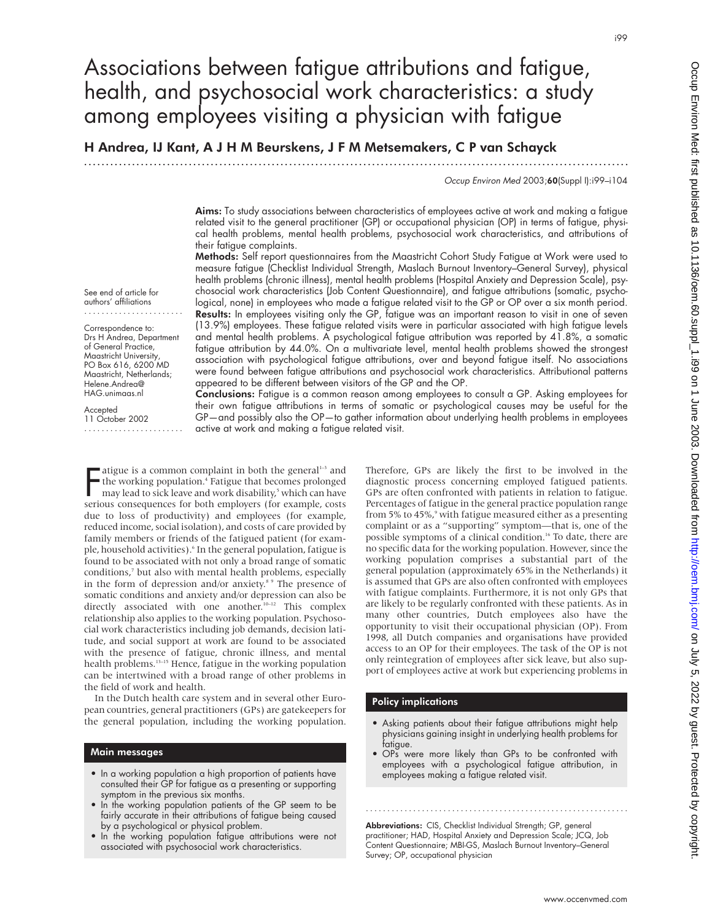# Associations between fatigue attributions and fatigue, health, and psychosocial work characteristics: a study among employees visiting a physician with fatigue

**H Andrea, IJ Kant, A J H M Beurskens, J F M Metsemakers, C P van Schayck**

*Occup Environ Med* 2003;**60**(Suppl I):i99–i104

See end of article for authors' affiliations

Correspondence to: Drs H Andrea, Department of General Practice, Maastricht University, PO Box 616, 6200 MD Maastricht, Netherlands; Helene.Andrea@HAG.unimaas.nl

Accepted 11 October 2002

**Aims:** To study associations between characteristics of employees active at work and making a fatigue related visit to the general practitioner (GP) or occupational physician (OP) in terms of fatigue, physical health problems, mental health problems, psychosocial work characteristics, and attributions of their fatigue complaints.

**Methods:** Self report questionnaires from the Maastricht Cohort Study Fatigue at Work were used to measure fatigue (Checklist Individual Strength, Maslach Burnout Inventory–General Survey), physical health problems (chronic illness), mental health problems (Hospital Anxiety and Depression Scale), psychosocial work characteristics (Job Content Questionnaire), and fatigue attributions (somatic, psychological, none) in employees who made a fatigue related visit to the GP or OP over a six month period.

**Results:** In employees visiting only the GP, fatigue was an important reason to visit in one of seven (13.9%) employees. These fatigue related visits were in particular associated with high fatigue levels and mental health problems. A psychological fatigue attribution was reported by 41.8%, a somatic fatigue attribution by 44.0%. On a multivariate level, mental health problems showed the strongest association with psychological fatigue attributions, over and beyond fatigue itself. No associations were found between fatigue attributions and psychosocial work characteristics. Attributional patterns appeared to be different between visitors of the GP and the OP.

**Conclusions:** Fatigue is a common reason among employees to consult a GP. Asking employees for their own fatigue attributions in terms of somatic or psychological causes may be useful for the GP—and possibly also the OP—to gather information about underlying health problems in employees active at work and making a fatigue related visit.

Fatigue is a common complaint in both the general[1–3] and the working population.[4] Fatigue that becomes prolonged may lead to sick leave and work disability,[5] which can have serious consequences for both employers (for example, costs due to loss of productivity) and employees (for example, reduced income, social isolation), and costs of care provided by family members or friends of the fatigued patient (for example, household activities).[6] In the general population, fatigue is found to be associated with not only a broad range of somatic conditions,[7] but also with mental health problems, especially in the form of depression and/or anxiety.[8 9] The presence of somatic conditions and anxiety and/or depression can also be directly associated with one another.[10–12] This complex relationship also applies to the working population. Psychosocial work characteristics including job demands, decision latitude, and social support at work are found to be associated with the presence of fatigue, chronic illness, and mental health problems.[13–15] Hence, fatigue in the working population can be intertwined with a broad range of other problems in the field of work and health.

In the Dutch health care system and in several other European countries, general practitioners (GPs) are gatekeepers for the general population, including the working population. Therefore, GPs are likely the first to be involved in the diagnostic process concerning employed fatigued patients. GPs are often confronted with patients in relation to fatigue. Percentages of fatigue in the general practice population range from 5% to 45%,[9] with fatigue measured either as a presenting complaint or as a "supporting" symptom—that is, one of the possible symptoms of a clinical condition.[16] To date, there are no specific data for the working population. However, since the working population comprises a substantial part of the general population (approximately 65% in the Netherlands) it is assumed that GPs are also often confronted with employees with fatigue complaints. Furthermore, it is not only GPs that are likely to be regularly confronted with these patients. As in many other countries, Dutch employees also have the opportunity to visit their occupational physician (OP). From 1998, all Dutch companies and organisations have provided access to an OP for their employees. The task of the OP is not only reintegration of employees after sick leave, but also support of employees active at work but experiencing problems in

### Main messages

- In a working population a high proportion of patients have consulted their GP for fatigue as a presenting or supporting symptom in the previous six months.
- In the working population patients of the GP seem to be fairly accurate in their attributions of fatigue being caused by a psychological or physical problem.
- In the working population fatigue attributions were not associated with psychosocial work characteristics.

### Policy implications

- Asking patients about their fatigue attributions might help physicians gaining insight in underlying health problems for fatigue.
- OPs were more likely than GPs to be confronted with employees with a psychological fatigue attribution, in employees making a fatigue related visit.

**Abbreviations:** CIS, Checklist Individual Strength; GP, general practitioner; HAD, Hospital Anxiety and Depression Scale; JCQ, Job Content Questionnaire; MBI-GS, Maslach Burnout Inventory–General Survey; OP, occupational physician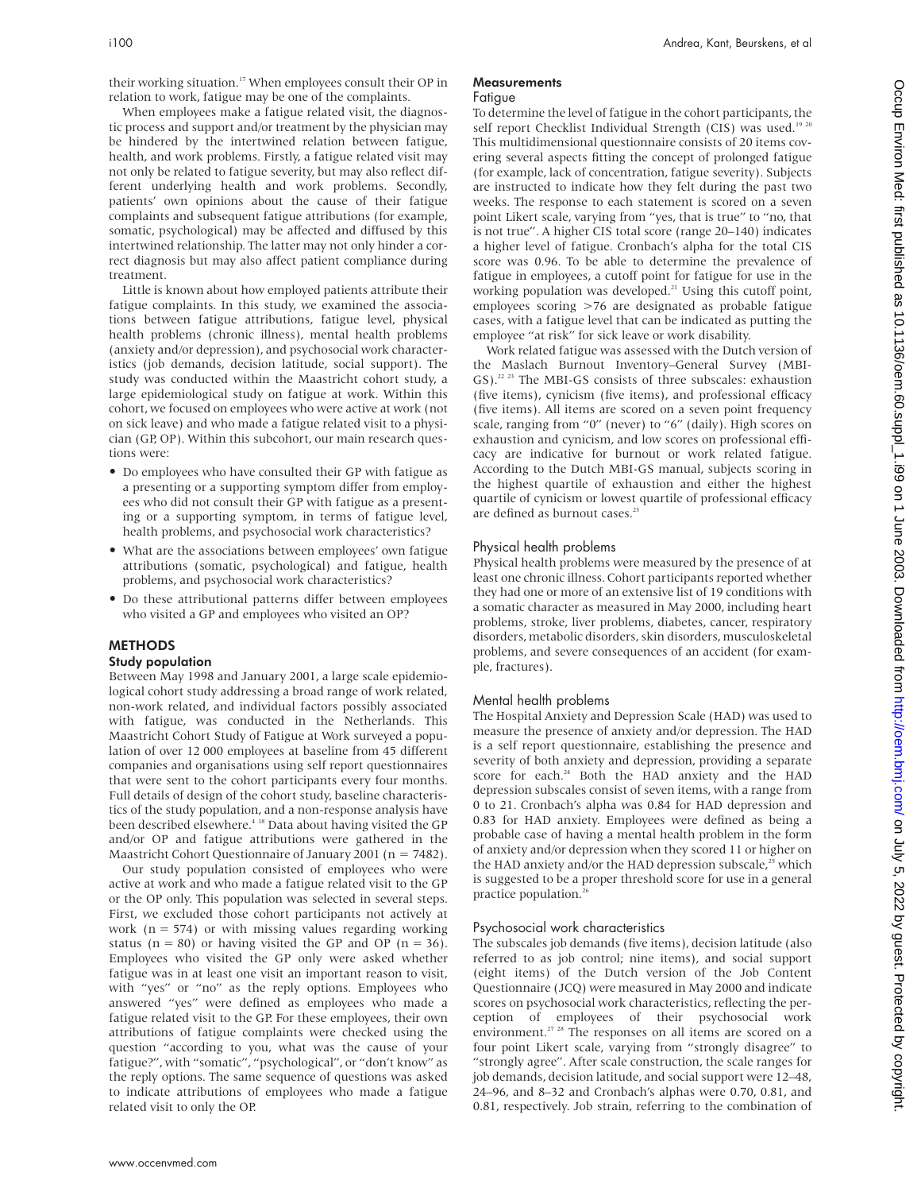their working situation.[17] When employees consult their OP in relation to work, fatigue may be one of the complaints.

When employees make a fatigue related visit, the diagnostic process and support and/or treatment by the physician may be hindered by the intertwined relation between fatigue, health, and work problems. Firstly, a fatigue related visit may not only be related to fatigue severity, but may also reflect different underlying health and work problems. Secondly, patients' own opinions about the cause of their fatigue complaints and subsequent fatigue attributions (for example, somatic, psychological) may be affected and diffused by this intertwined relationship. The latter may not only hinder a correct diagnosis but may also affect patient compliance during treatment.

Little is known about how employed patients attribute their fatigue complaints. In this study, we examined the associations between fatigue attributions, fatigue level, physical health problems (chronic illness), mental health problems (anxiety and/or depression), and psychosocial work characteristics (job demands, decision latitude, social support). The study was conducted within the Maastricht cohort study, a large epidemiological study on fatigue at work. Within this cohort, we focused on employees who were active at work (not on sick leave) and who made a fatigue related visit to a physician (GP, OP). Within this subcohort, our main research questions were:

- Do employees who have consulted their GP with fatigue as a presenting or a supporting symptom differ from employees who did not consult their GP with fatigue as a presenting or a supporting symptom, in terms of fatigue level, health problems, and psychosocial work characteristics?
- What are the associations between employees' own fatigue attributions (somatic, psychological) and fatigue, health problems, and psychosocial work characteristics?
- Do these attributional patterns differ between employees who visited a GP and employees who visited an OP?

## METHODS

### Study population

Between May 1998 and January 2001, a large scale epidemiological cohort study addressing a broad range of work related, non-work related, and individual factors possibly associated with fatigue, was conducted in the Netherlands. This Maastricht Cohort Study of Fatigue at Work surveyed a population of over 12 000 employees at baseline from 45 different companies and organisations using self report questionnaires that were sent to the cohort participants every four months. Full details of design of the cohort study, baseline characteristics of the study population, and a non-response analysis have been described elsewhere.[4,18] Data about having visited the GP and/or OP and fatigue attributions were gathered in the Maastricht Cohort Questionnaire of January 2001 (n = 7482).

Our study population consisted of employees who were active at work and who made a fatigue related visit to the GP or the OP only. This population was selected in several steps. First, we excluded those cohort participants not actively at work (n = 574) or with missing values regarding working status (n = 80) or having visited the GP and OP (n = 36). Employees who visited the GP only were asked whether fatigue was in at least one visit an important reason to visit, with "yes" or "no" as the reply options. Employees who answered "yes" were defined as employees who made a fatigue related visit to the GP. For these employees, their own attributions of fatigue complaints were checked using the question "according to you, what was the cause of your fatigue?", with "somatic", "psychological", or "don't know" as the reply options. The same sequence of questions was asked to indicate attributions of employees who made a fatigue related visit to only the OP.

### Measurements

#### Fatigue

To determine the level of fatigue in the cohort participants, the self report Checklist Individual Strength (CIS) was used.[19,20] This multidimensional questionnaire consists of 20 items covering several aspects fitting the concept of prolonged fatigue (for example, lack of concentration, fatigue severity). Subjects are instructed to indicate how they felt during the past two weeks. The response to each statement is scored on a seven point Likert scale, varying from "yes, that is true" to "no, that is not true". A higher CIS total score (range 20–140) indicates a higher level of fatigue. Cronbach's alpha for the total CIS score was 0.96. To be able to determine the prevalence of fatigue in employees, a cutoff point for fatigue for use in the working population was developed.[21] Using this cutoff point, employees scoring >76 are designated as probable fatigue cases, with a fatigue level that can be indicated as putting the employee "at risk" for sick leave or work disability.

Work related fatigue was assessed with the Dutch version of the Maslach Burnout Inventory–General Survey (MBI-GS).[22,23] The MBI-GS consists of three subscales: exhaustion (five items), cynicism (five items), and professional efficacy (five items). All items are scored on a seven point frequency scale, ranging from "0" (never) to "6" (daily). High scores on exhaustion and cynicism, and low scores on professional efficacy are indicative for burnout or work related fatigue. According to the Dutch MBI-GS manual, subjects scoring in the highest quartile of exhaustion and either the highest quartile of cynicism or lowest quartile of professional efficacy are defined as burnout cases.[23]

#### Physical health problems

Physical health problems were measured by the presence of at least one chronic illness. Cohort participants reported whether they had one or more of an extensive list of 19 conditions with a somatic character as measured in May 2000, including heart problems, stroke, liver problems, diabetes, cancer, respiratory disorders, metabolic disorders, skin disorders, musculoskeletal problems, and severe consequences of an accident (for example, fractures).

#### Mental health problems

The Hospital Anxiety and Depression Scale (HAD) was used to measure the presence of anxiety and/or depression. The HAD is a self report questionnaire, establishing the presence and severity of both anxiety and depression, providing a separate score for each.[24] Both the HAD anxiety and the HAD depression subscales consist of seven items, with a range from 0 to 21. Cronbach's alpha was 0.84 for HAD depression and 0.83 for HAD anxiety. Employees were defined as being a probable case of having a mental health problem in the form of anxiety and/or depression when they scored 11 or higher on the HAD anxiety and/or the HAD depression subscale,[25] which is suggested to be a proper threshold score for use in a general practice population.[26]

#### Psychosocial work characteristics

The subscales job demands (five items), decision latitude (also referred to as job control; nine items), and social support (eight items) of the Dutch version of the Job Content Questionnaire (JCQ) were measured in May 2000 and indicate scores on psychosocial work characteristics, reflecting the perception of employees of their psychosocial work environment.[27,28] The responses on all items are scored on a four point Likert scale, varying from "strongly disagree" to "strongly agree". After scale construction, the scale ranges for job demands, decision latitude, and social support were 12–48, 24–96, and 8–32 and Cronbach's alphas were 0.70, 0.81, and 0.81, respectively. Job strain, referring to the combination of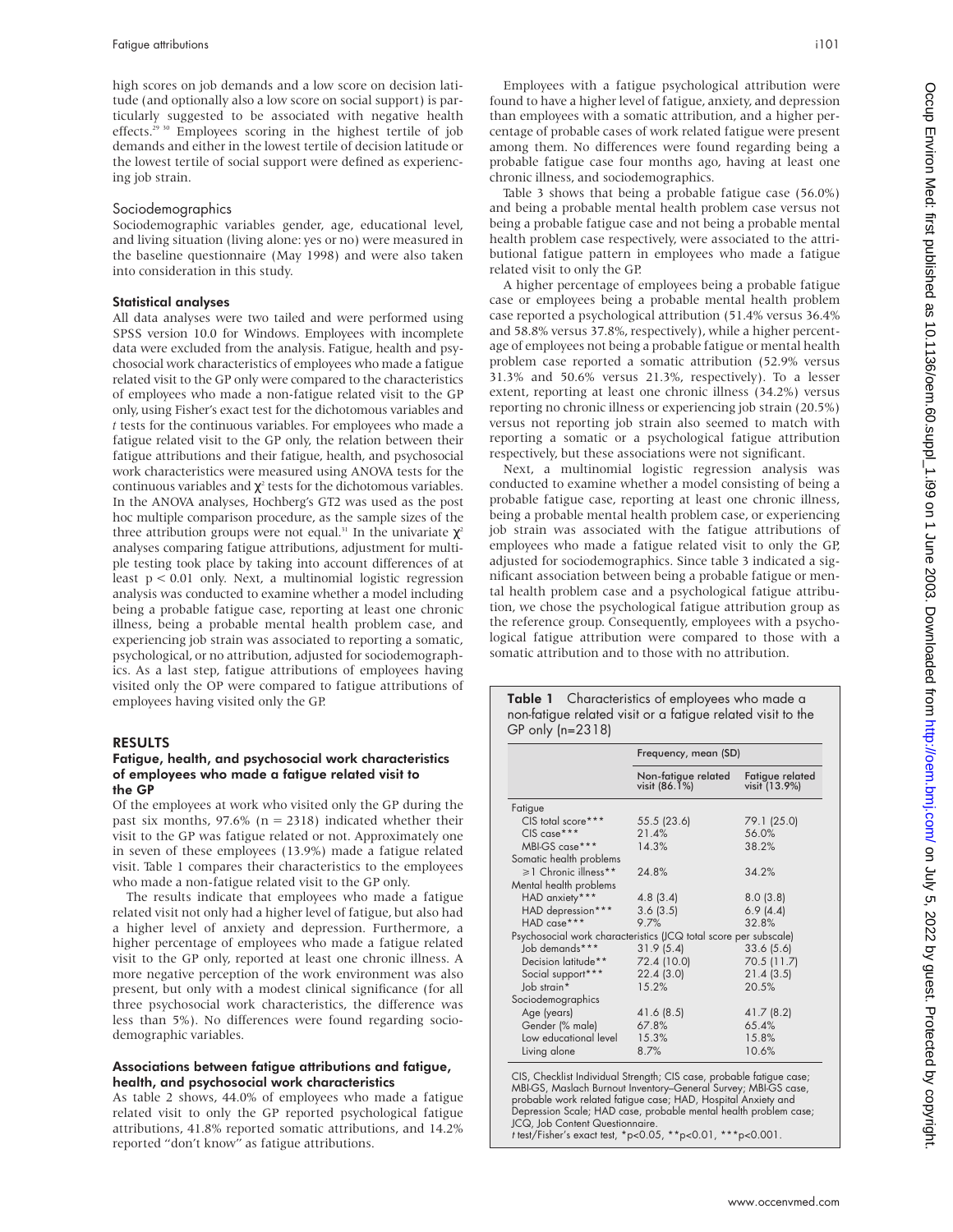high scores on job demands and a low score on decision latitude (and optionally also a low score on social support) is particularly suggested to be associated with negative health effects.[29 30] Employees scoring in the highest tertile of job demands and either in the lowest tertile of decision latitude or the lowest tertile of social support were defined as experiencing job strain.

### Sociodemographics

Sociodemographic variables gender, age, educational level, and living situation (living alone: yes or no) were measured in the baseline questionnaire (May 1998) and were also taken into consideration in this study.

#### Statistical analyses

All data analyses were two tailed and were performed using SPSS version 10.0 for Windows. Employees with incomplete data were excluded from the analysis. Fatigue, health and psychosocial work characteristics of employees who made a fatigue related visit to the GP only were compared to the characteristics of employees who made a non-fatigue related visit to the GP only, using Fisher's exact test for the dichotomous variables and *t* tests for the continuous variables. For employees who made a fatigue related visit to the GP only, the relation between their fatigue attributions and their fatigue, health, and psychosocial work characteristics were measured using ANOVA tests for the continuous variables and $\chi^2$ tests for the dichotomous variables. In the ANOVA analyses, Hochberg's GT2 was used as the post hoc multiple comparison procedure, as the sample sizes of the three attribution groups were not equal.[31] In the univariate $\chi^2$ analyses comparing fatigue attributions, adjustment for multiple testing took place by taking into account differences of at least $p < 0.01$ only. Next, a multinomial logistic regression analysis was conducted to examine whether a model including being a probable fatigue case, reporting at least one chronic illness, being a probable mental health problem case, and experiencing job strain was associated to reporting a somatic, psychological, or no attribution, adjusted for sociodemographics. As a last step, fatigue attributions of employees having visited only the OP were compared to fatigue attributions of employees having visited only the GP.

## RESULTS

#### Fatigue, health, and psychosocial work characteristics of employees who made a fatigue related visit to the GP

Of the employees at work who visited only the GP during the past six months, 97.6% (n = 2318) indicated whether their visit to the GP was fatigue related or not. Approximately one in seven of these employees (13.9%) made a fatigue related visit. Table 1 compares their characteristics to the employees who made a non-fatigue related visit to the GP only.

The results indicate that employees who made a fatigue related visit not only had a higher level of fatigue, but also had a higher level of anxiety and depression. Furthermore, a higher percentage of employees who made a fatigue related visit to the GP only, reported at least one chronic illness. A more negative perception of the work environment was also present, but only with a modest clinical significance (for all three psychosocial work characteristics, the difference was less than 5%). No differences were found regarding sociodemographic variables.

#### Associations between fatigue attributions and fatigue, health, and psychosocial work characteristics

As table 2 shows, 44.0% of employees who made a fatigue related visit to only the GP reported psychological fatigue attributions, 41.8% reported somatic attributions, and 14.2% reported "don't know" as fatigue attributions.

Employees with a fatigue psychological attribution were found to have a higher level of fatigue, anxiety, and depression than employees with a somatic attribution, and a higher percentage of probable cases of work related fatigue were present among them. No differences were found regarding being a probable fatigue case four months ago, having at least one chronic illness, and sociodemographics.

Table 3 shows that being a probable fatigue case (56.0%) and being a probable mental health problem case versus not being a probable fatigue case and not being a probable mental health problem case respectively, were associated to the attributional fatigue pattern in employees who made a fatigue related visit to only the GP.

A higher percentage of employees being a probable fatigue case or employees being a probable mental health problem case reported a psychological attribution (51.4% versus 36.4% and 58.8% versus 37.8%, respectively), while a higher percentage of employees not being a probable fatigue or mental health problem case reported a somatic attribution (52.9% versus 31.3% and 50.6% versus 21.3%, respectively). To a lesser extent, reporting at least one chronic illness (34.2%) versus reporting no chronic illness or experiencing job strain (20.5%) versus not reporting job strain also seemed to match with reporting a somatic or a psychological fatigue attribution respectively, but these associations were not significant.

Next, a multinomial logistic regression analysis was conducted to examine whether a model consisting of being a probable fatigue case, reporting at least one chronic illness, being a probable mental health problem case, or experiencing job strain was associated with the fatigue attributions of employees who made a fatigue related visit to only the GP, adjusted for sociodemographics. Since table 3 indicated a significant association between being a probable fatigue or mental health problem case and a psychological fatigue attribution, we chose the psychological fatigue attribution group as the reference group. Consequently, employees with a psychological fatigue attribution were compared to those with a somatic attribution and to those with no attribution.

**Table 1** Characteristics of employees who made a non-fatigue related visit or a fatigue related visit to the GP only (n=2318)

| | Frequency, mean (SD) | |
|---|---|---|
| | Non-fatigue related visit (86.1%) | Fatigue related visit (13.9%) |
| Fatigue | | |
| CIS total score*** | 55.5 (23.6) | 79.1 (25.0) |
| CIS case*** | 21.4% | 56.0% |
| MBI-GS case*** | 14.3% | 38.2% |
| Somatic health problems | | |
| ≥1 Chronic illness** | 24.8% | 34.2% |
| Mental health problems | | |
| HAD anxiety*** | 4.8 (3.4) | 8.0 (3.8) |
| HAD depression*** | 3.6 (3.5) | 6.9 (4.4) |
| HAD case*** | 9.7% | 32.8% |
| Psychosocial work characteristics (JCQ total score per subscale) | | |
| Job demands*** | 31.9 (5.4) | 33.6 (5.6) |
| Decision latitude** | 72.4 (10.0) | 70.5 (11.7) |
| Social support*** | 22.4 (3.0) | 21.4 (3.5) |
| Job strain* | 15.2% | 20.5% |
| Sociodemographics | | |
| Age (years) | 41.6 (8.5) | 41.7 (8.2) |
| Gender (% male) | 67.8% | 65.4% |
| Low educational level | 15.3% | 15.8% |
| Living alone | 8.7% | 10.6% |

CIS, Checklist Individual Strength; CIS case, probable fatigue case; MBI-GS, Maslach Burnout Inventory–General Survey; MBI-GS case, probable work related fatigue case; HAD, Hospital Anxiety and Depression Scale; HAD case, probable mental health problem case; JCQ, Job Content Questionnaire.
*t* test/Fisher's exact test, *p<0.05, **p<0.01, ***p<0.001.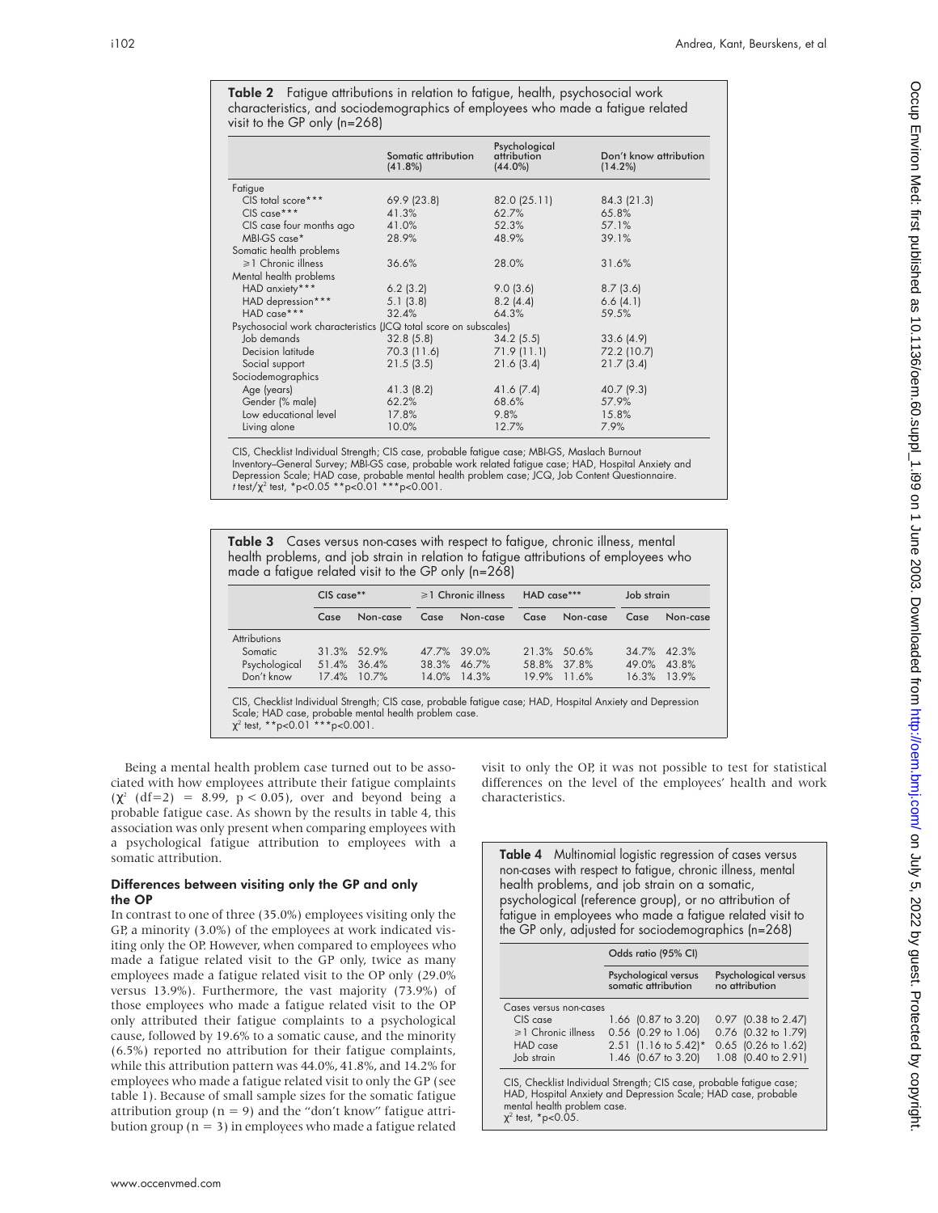**Table 2** Fatigue attributions in relation to fatigue, health, psychosocial work characteristics, and sociodemographics of employees who made a fatigue related visit to the GP only (n=268)

| | Somatic attribution (41.8%) | Psychological attribution (44.0%) | Don't know attribution (14.2%) |
|---|---|---|---|
| Fatigue | | | |
| CIS total score*** | 69.9 (23.8) | 82.0 (25.11) | 84.3 (21.3) |
| CIS case*** | 41.3% | 62.7% | 65.8% |
| CIS case four months ago | 41.0% | 52.3% | 57.1% |
| MBI-GS case* | 28.9% | 48.9% | 39.1% |
| Somatic health problems | | | |
| ⩾1 Chronic illness | 36.6% | 28.0% | 31.6% |
| Mental health problems | | | |
| HAD anxiety*** | 6.2 (3.2) | 9.0 (3.6) | 8.7 (3.6) |
| HAD depression*** | 5.1 (3.8) | 8.2 (4.4) | 6.6 (4.1) |
| HAD case*** | 32.4% | 64.3% | 59.5% |
| Psychosocial work characteristics (JCQ total score on subscales) | | | |
| Job demands | 32.8 (5.8) | 34.2 (5.5) | 33.6 (4.9) |
| Decision latitude | 70.3 (11.6) | 71.9 (11.1) | 72.2 (10.7) |
| Social support | 21.5 (3.5) | 21.6 (3.4) | 21.7 (3.4) |
| Sociodemographics | | | |
| Age (years) | 41.3 (8.2) | 41.6 (7.4) | 40.7 (9.3) |
| Gender (% male) | 62.2% | 68.6% | 57.9% |
| Low educational level | 17.8% | 9.8% | 15.8% |
| Living alone | 10.0% | 12.7% | 7.9% |

CIS, Checklist Individual Strength; CIS case, probable fatigue case; MBI-GS, Maslach Burnout Inventory–General Survey; MBI-GS case, probable work related fatigue case; HAD, Hospital Anxiety and Depression Scale; HAD case, probable mental health problem case; JCQ, Job Content Questionnaire.
*t* test/$\chi^2$ test, *p<0.05 **p<0.01 ***p<0.001.

**Table 3** Cases versus non-cases with respect to fatigue, chronic illness, mental health problems, and job strain in relation to fatigue attributions of employees who made a fatigue related visit to the GP only (n=268)

| | CIS case** | | ⩾1 Chronic illness | | HAD case*** | | Job strain | |
|---|---|---|---|---|---|---|---|---|
| | Case | Non-case | Case | Non-case | Case | Non-case | Case | Non-case |
| Attributions | | | | | | | | |
| Somatic | 31.3% | 52.9% | 47.7% | 39.0% | 21.3% | 50.6% | 34.7% | 42.3% |
| Psychological | 51.4% | 36.4% | 38.3% | 46.7% | 58.8% | 37.8% | 49.0% | 43.8% |
| Don't know | 17.4% | 10.7% | 14.0% | 14.3% | 19.9% | 11.6% | 16.3% | 13.9% |

CIS, Checklist Individual Strength; CIS case, probable fatigue case; HAD, Hospital Anxiety and Depression Scale; HAD case, probable mental health problem case.
$\chi^2$ test, **p<0.01 ***p<0.001.

Being a mental health problem case turned out to be associated with how employees attribute their fatigue complaints ($\chi^2$ (df=2) = 8.99, $p < 0.05$), over and beyond being a probable fatigue case. As shown by the results in table 4, this association was only present when comparing employees with a psychological fatigue attribution to employees with a somatic attribution.

### Differences between visiting only the GP and only the OP

In contrast to one of three (35.0%) employees visiting only the GP, a minority (3.0%) of the employees at work indicated visiting only the OP. However, when compared to employees who made a fatigue related visit to the GP only, twice as many employees made a fatigue related visit to the OP only (29.0% versus 13.9%). Furthermore, the vast majority (73.9%) of those employees who made a fatigue related visit to the OP only attributed their fatigue complaints to a psychological cause, followed by 19.6% to a somatic cause, and the minority (6.5%) reported no attribution for their fatigue complaints, while this attribution pattern was 44.0%, 41.8%, and 14.2% for employees who made a fatigue related visit to only the GP (see table 1). Because of small sample sizes for the somatic fatigue attribution group (n = 9) and the "don't know" fatigue attribution group (n = 3) in employees who made a fatigue related visit to only the OP, it was not possible to test for statistical differences on the level of the employees' health and work characteristics.

**Table 4** Multinomial logistic regression of cases versus non-cases with respect to fatigue, chronic illness, mental health problems, and job strain on a somatic, psychological (reference group), or no attribution of fatigue in employees who made a fatigue related visit to the GP only, adjusted for sociodemographics (n=268)

| | Odds ratio (95% CI) | |
|---|---|---|
| | Psychological versus somatic attribution | Psychological versus no attribution |
| Cases versus non-cases | | |
| CIS case | 1.66 (0.87 to 3.20) | 0.97 (0.38 to 2.47) |
| ⩾1 Chronic illness | 0.56 (0.29 to 1.06) | 0.76 (0.32 to 1.79) |
| HAD case | 2.51 (1.16 to 5.42)* | 0.65 (0.26 to 1.62) |
| Job strain | 1.46 (0.67 to 3.20) | 1.08 (0.40 to 2.91) |

CIS, Checklist Individual Strength; CIS case, probable fatigue case; HAD, Hospital Anxiety and Depression Scale; HAD case, probable mental health problem case.
$\chi^2$ test, *p<0.05.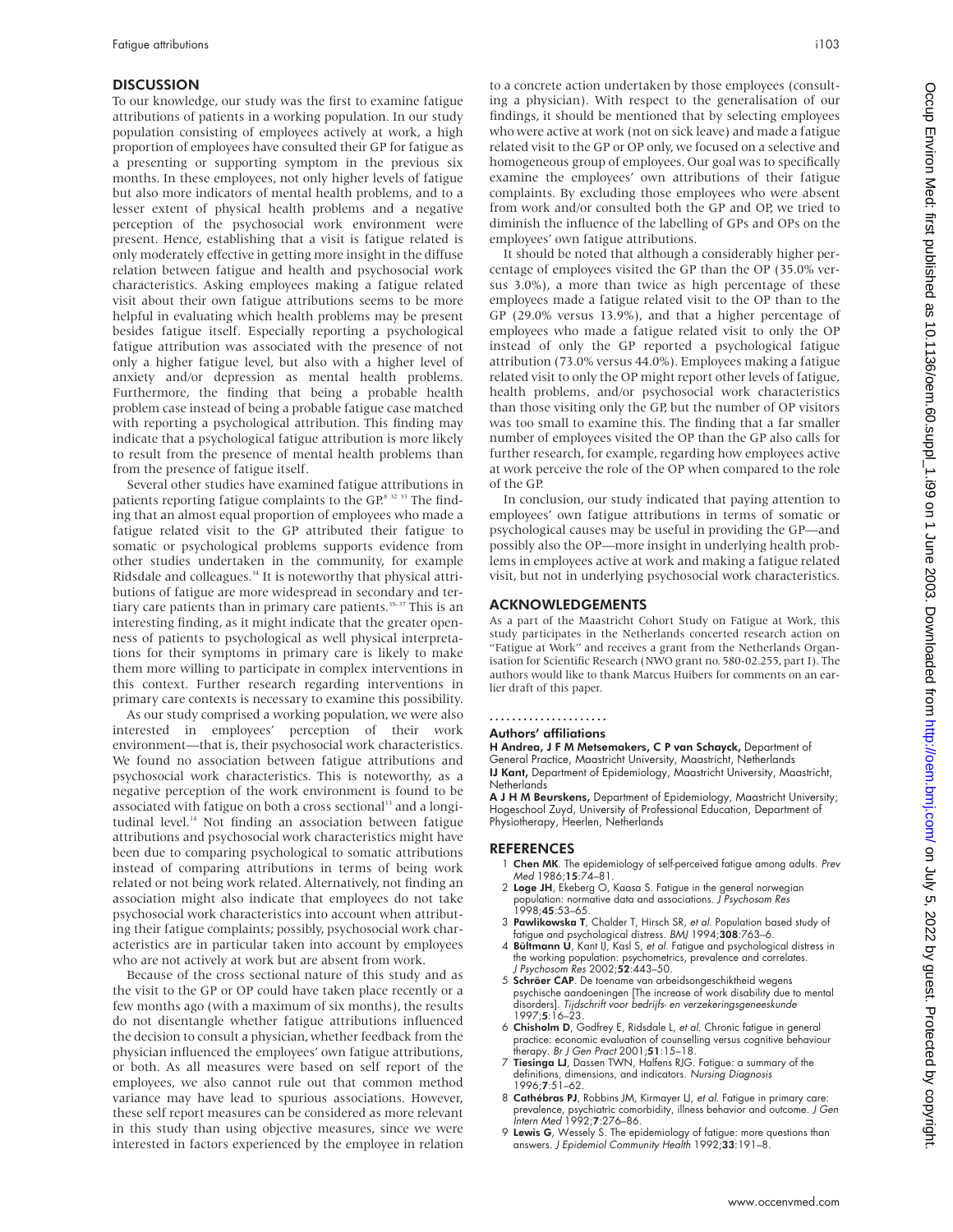## DISCUSSION

To our knowledge, our study was the first to examine fatigue attributions of patients in a working population. In our study population consisting of employees actively at work, a high proportion of employees have consulted their GP for fatigue as a presenting or supporting symptom in the previous six months. In these employees, not only higher levels of fatigue but also more indicators of mental health problems, and to a lesser extent of physical health problems and a negative perception of the psychosocial work environment were present. Hence, establishing that a visit is fatigue related is only moderately effective in getting more insight in the diffuse relation between fatigue and health and psychosocial work characteristics. Asking employees making a fatigue related visit about their own fatigue attributions seems to be more helpful in evaluating which health problems may be present besides fatigue itself. Especially reporting a psychological fatigue attribution was associated with the presence of not only a higher fatigue level, but also with a higher level of anxiety and/or depression as mental health problems. Furthermore, the finding that being a probable health problem case instead of being a probable fatigue case matched with reporting a psychological attribution. This finding may indicate that a psychological fatigue attribution is more likely to result from the presence of mental health problems than from the presence of fatigue itself.

Several other studies have examined fatigue attributions in patients reporting fatigue complaints to the GP.[8 32 33] The finding that an almost equal proportion of employees who made a fatigue related visit to the GP attributed their fatigue to somatic or psychological problems supports evidence from other studies undertaken in the community, for example Ridsdale and colleagues.[34] It is noteworthy that physical attributions of fatigue are more widespread in secondary and tertiary care patients than in primary care patients.[35–37] This is an interesting finding, as it might indicate that the greater openness of patients to psychological as well physical interpretations for their symptoms in primary care is likely to make them more willing to participate in complex interventions in this context. Further research regarding interventions in primary care contexts is necessary to examine this possibility.

As our study comprised a working population, we were also interested in employees' perception of their work environment—that is, their psychosocial work characteristics. We found no association between fatigue attributions and psychosocial work characteristics. This is noteworthy, as a negative perception of the work environment is found to be associated with fatigue on both a cross sectional[13] and a longitudinal level.[14] Not finding an association between fatigue attributions and psychosocial work characteristics might have been due to comparing psychological to somatic attributions instead of comparing attributions in terms of being work related or not being work related. Alternatively, not finding an association might also indicate that employees do not take psychosocial work characteristics into account when attributing their fatigue complaints; possibly, psychosocial work characteristics are in particular taken into account by employees who are not actively at work but are absent from work.

Because of the cross sectional nature of this study and as the visit to the GP or OP could have taken place recently or a few months ago (with a maximum of six months), the results do not disentangle whether fatigue attributions influenced the decision to consult a physician, whether feedback from the physician influenced the employees' own fatigue attributions, or both. As all measures were based on self report of the employees, we also cannot rule out that common method variance may have lead to spurious associations. However, these self report measures can be considered as more relevant in this study than using objective measures, since we were interested in factors experienced by the employee in relation to a concrete action undertaken by those employees (consulting a physician). With respect to the generalisation of our findings, it should be mentioned that by selecting employees who were active at work (not on sick leave) and made a fatigue related visit to the GP or OP only, we focused on a selective and homogeneous group of employees. Our goal was to specifically examine the employees' own attributions of their fatigue complaints. By excluding those employees who were absent from work and/or consulted both the GP and OP, we tried to diminish the influence of the labelling of GPs and OPs on the employees' own fatigue attributions.

It should be noted that although a considerably higher percentage of employees visited the GP than the OP (35.0% versus 3.0%), a more than twice as high percentage of these employees made a fatigue related visit to the OP than to the GP (29.0% versus 13.9%), and that a higher percentage of employees who made a fatigue related visit to only the OP instead of only the GP reported a psychological fatigue attribution (73.0% versus 44.0%). Employees making a fatigue related visit to only the OP might report other levels of fatigue, health problems, and/or psychosocial work characteristics than those visiting only the GP, but the number of OP visitors was too small to examine this. The finding that a far smaller number of employees visited the OP than the GP also calls for further research, for example, regarding how employees active at work perceive the role of the OP when compared to the role of the GP.

In conclusion, our study indicated that paying attention to employees' own fatigue attributions in terms of somatic or psychological causes may be useful in providing the GP—and possibly also the OP—more insight in underlying health problems in employees active at work and making a fatigue related visit, but not in underlying psychosocial work characteristics.

## ACKNOWLEDGEMENTS

As a part of the Maastricht Cohort Study on Fatigue at Work, this study participates in the Netherlands concerted research action on "Fatigue at Work" and receives a grant from the Netherlands Organisation for Scientific Research (NWO grant no. 580-02.255, part I). The authors would like to thank Marcus Huibers for comments on an earlier draft of this paper.

### Authors' affiliations

**H Andrea, J F M Metsemakers, C P van Schayck,** Department of General Practice, Maastricht University, Maastricht, Netherlands
**IJ Kant,** Department of Epidemiology, Maastricht University, Maastricht, Netherlands
**A J H M Beurskens,** Department of Epidemiology, Maastricht University; Hogeschool Zuyd, University of Professional Education, Department of Physiotherapy, Heerlen, Netherlands

## REFERENCES

1. **Chen MK**. The epidemiology of self-perceived fatigue among adults. *Prev Med* 1986;**15**:74–81.
2. **Loge JH**, Ekeberg O, Kaasa S. Fatigue in the general norwegian population: normative data and associations. *J Psychosom Res* 1998;**45**:53–65.
3. **Pawlikowska T**, Chalder T, Hirsch SR, *et al*. Population based study of fatigue and psychological distress. *BMJ* 1994;**308**:763–6.
4. **Bültmann U**, Kant IJ, Kasl S, *et al*. Fatigue and psychological distress in the working population: psychometrics, prevalence and correlates. *J Psychosom Res* 2002;**52**:443–50.
5. **Schröer CAP**. De toename van arbeidsongeschiktheid wegens psychische aandoeningen [The increase of work disability due to mental disorders]. *Tijdschrift voor bedrijfs- en verzekeringsgeneeskunde* 1997;**5**:16–23.
6. **Chisholm D**, Godfrey E, Ridsdale L, *et al*. Chronic fatigue in general practice: economic evaluation of counselling versus cognitive behaviour therapy. *Br J Gen Pract* 2001;**51**:15–18.
7. **Tiesinga LJ**, Dassen TWN, Halfens RJG. Fatigue: a summary of the definitions, dimensions, and indicators. *Nursing Diagnosis* 1996;**7**:51–62.
8. **Cathébras PJ**, Robbins JM, Kirmayer LJ, *et al*. Fatigue in primary care: prevalence, psychiatric comorbidity, illness behavior and outcome. *J Gen Intern Med* 1992;**7**:276–86.
9. **Lewis G**, Wessely S. The epidemiology of fatigue: more questions than answers. *J Epidemiol Community Health* 1992;**33**:191–8.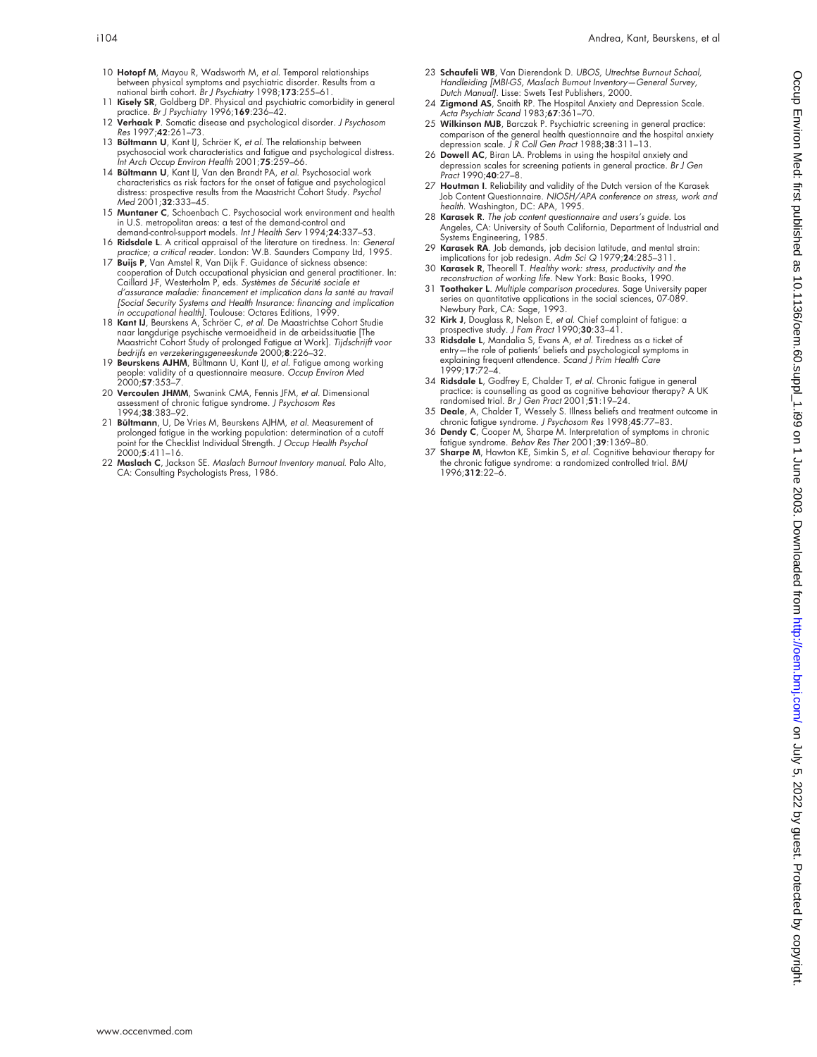10 **Hotopf M**, Mayou R, Wadsworth M, *et al*. Temporal relationships between physical symptoms and psychiatric disorder. Results from a national birth cohort. *Br J Psychiatry* 1998;**173**:255–61.

11 **Kisely SR**, Goldberg DP. Physical and psychiatric comorbidity in general practice. *Br J Psychiatry* 1996;**169**:236–42.

12 **Verhaak P**. Somatic disease and psychological disorder. *J Psychosom Res* 1997;**42**:261–73.

13 **Bültmann U**, Kant IJ, Schröer K, *et al*. The relationship between psychosocial work characteristics and fatigue and psychological distress. *Int Arch Occup Environ Health* 2001;**75**:259–66.

14 **Bültmann U**, Kant IJ, Van den Brandt PA, *et al*. Psychosocial work characteristics as risk factors for the onset of fatigue and psychological distress: prospective results from the Maastricht Cohort Study. *Psychol Med* 2001;**32**:333–45.

15 **Muntaner C**, Schoenbach C. Psychosocial work environment and health in U.S. metropolitan areas: a test of the demand-control and demand-control-support models. *Int J Health Serv* 1994;**24**:337–53.

16 **Ridsdale L**. A critical appraisal of the literature on tiredness. In: *General practice; a critical reader*. London: W.B. Saunders Company Ltd, 1995.

17 **Buijs P**, Van Amstel R, Van Dijk F. Guidance of sickness absence: cooperation of Dutch occupational physician and general practitioner. In: Caillard J-F, Westerholm P, eds. *Systèmes de Sécurité sociale et d'assurance maladie: financement et implication dans la santé au travail [Social Security Systems and Health Insurance: financing and implication in occupational health]*. Toulouse: Octares Editions, 1999.

18 **Kant IJ**, Beurskens A, Schröer C, *et al*. De Maastrichtse Cohort Studie naar langdurige psychische vermoeidheid in de arbeidssituatie [The Maastricht Cohort Study of prolonged Fatigue at Work]. *Tijdschrift voor bedrijfs en verzekeringsgeneeskunde* 2000;**8**:226–32.

19 **Beurskens AJHM**, Bültmann U, Kant IJ, *et al*. Fatigue among working people: validity of a questionnaire measure. *Occup Environ Med* 2000;**57**:353–7.

20 **Vercoulen JHMM**, Swanink CMA, Fennis JFM, *et al*. Dimensional assessment of chronic fatigue syndrome. *J Psychosom Res* 1994;**38**:383–92.

21 **Bültmann**, U, De Vries M, Beurskens AJHM, *et al*. Measurement of prolonged fatigue in the working population: determination of a cutoff point for the Checklist Individual Strength. *J Occup Health Psychol* 2000;**5**:411–16.

22 **Maslach C**, Jackson SE. *Maslach Burnout Inventory manual*. Palo Alto, CA: Consulting Psychologists Press, 1986.

23 **Schaufeli WB**, Van Dierendonk D. *UBOS, Utrechtse Burnout Schaal, Handleiding [MBI-GS, Maslach Burnout Inventory—General Survey, Dutch Manual]*. Lisse: Swets Test Publishers, 2000.

24 **Zigmond AS**, Snaith RP. The Hospital Anxiety and Depression Scale. *Acta Psychiatr Scand* 1983;**67**:361–70.

25 **Wilkinson MJB**, Barczak P. Psychiatric screening in general practice: comparison of the general health questionnaire and the hospital anxiety depression scale. *J R Coll Gen Pract* 1988;**38**:311–13.

26 **Dowell AC**, Biran LA. Problems in using the hospital anxiety and depression scales for screening patients in general practice. *Br J Gen Pract* 1990;**40**:27–8.

27 **Houtman I**. Reliability and validity of the Dutch version of the Karasek Job Content Questionnaire. *NIOSH/APA conference on stress, work and health*. Washington, DC: APA, 1995.

28 **Karasek R**. *The job content questionnaire and users's guide*. Los Angeles, CA: University of South California, Department of Industrial and Systems Engineering, 1985.

29 **Karasek RA**. Job demands, job decision latitude, and mental strain: implications for job redesign. *Adm Sci Q* 1979;**24**:285–311.

30 **Karasek R**, Theorell T. *Healthy work: stress, productivity and the reconstruction of working life*. New York: Basic Books, 1990.

31 **Toothaker L**. *Multiple comparison procedures*. Sage University paper series on quantitative applications in the social sciences, 07-089. Newbury Park, CA: Sage, 1993.

32 **Kirk J**, Douglass R, Nelson E, *et al*. Chief complaint of fatigue: a prospective study. *J Fam Pract* 1990;**30**:33–41.

33 **Ridsdale L**, Mandalia S, Evans A, *et al*. Tiredness as a ticket of entry—the role of patients' beliefs and psychological symptoms in explaining frequent attendence. *Scand J Prim Health Care* 1999;**17**:72–4.

34 **Ridsdale L**, Godfrey E, Chalder T, *et al*. Chronic fatigue in general practice: is counselling as good as cognitive behaviour therapy? A UK randomised trial. *Br J Gen Pract* 2001;**51**:19–24.

35 **Deale**, A, Chalder T, Wessely S. Illness beliefs and treatment outcome in chronic fatigue syndrome. *J Psychosom Res* 1998;**45**:77–83.

36 **Dendy C**, Cooper M, Sharpe M. Interpretation of symptoms in chronic fatigue syndrome. *Behav Res Ther* 2001;**39**:1369–80.

37 **Sharpe M**, Hawton KE, Simkin S, *et al*. Cognitive behaviour therapy for the chronic fatigue syndrome: a randomized controlled trial. *BMJ* 1996;**312**:22–6.